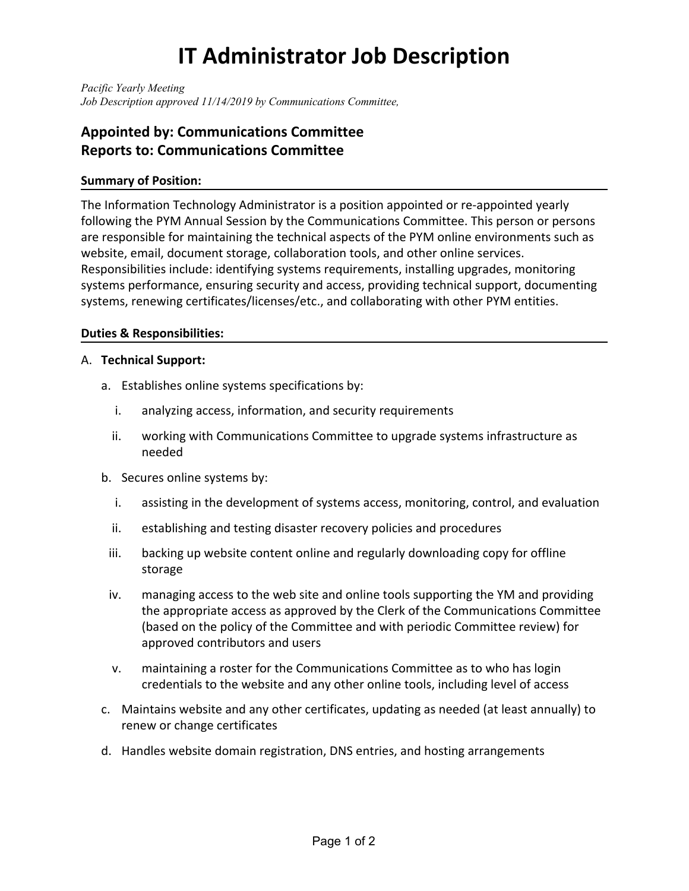# IT Administrator Job Description

*Pacific Yearly Meeting*
*Job Description approved 11/14/2019 by Communications Committee,*

## Appointed by: Communications Committee
## Reports to: Communications Committee

**Summary of Position:**

The Information Technology Administrator is a position appointed or re-appointed yearly following the PYM Annual Session by the Communications Committee. This person or persons are responsible for maintaining the technical aspects of the PYM online environments such as website, email, document storage, collaboration tools, and other online services. Responsibilities include: identifying systems requirements, installing upgrades, monitoring systems performance, ensuring security and access, providing technical support, documenting systems, renewing certificates/licenses/etc., and collaborating with other PYM entities.

**Duties & Responsibilities:**

A. **Technical Support:**

a. Establishes online systems specifications by:

   i. analyzing access, information, and security requirements

   ii. working with Communications Committee to upgrade systems infrastructure as needed

b. Secures online systems by:

   i. assisting in the development of systems access, monitoring, control, and evaluation

   ii. establishing and testing disaster recovery policies and procedures

   iii. backing up website content online and regularly downloading copy for offline storage

   iv. managing access to the web site and online tools supporting the YM and providing the appropriate access as approved by the Clerk of the Communications Committee (based on the policy of the Committee and with periodic Committee review) for approved contributors and users

   v. maintaining a roster for the Communications Committee as to who has login credentials to the website and any other online tools, including level of access

c. Maintains website and any other certificates, updating as needed (at least annually) to renew or change certificates

d. Handles website domain registration, DNS entries, and hosting arrangements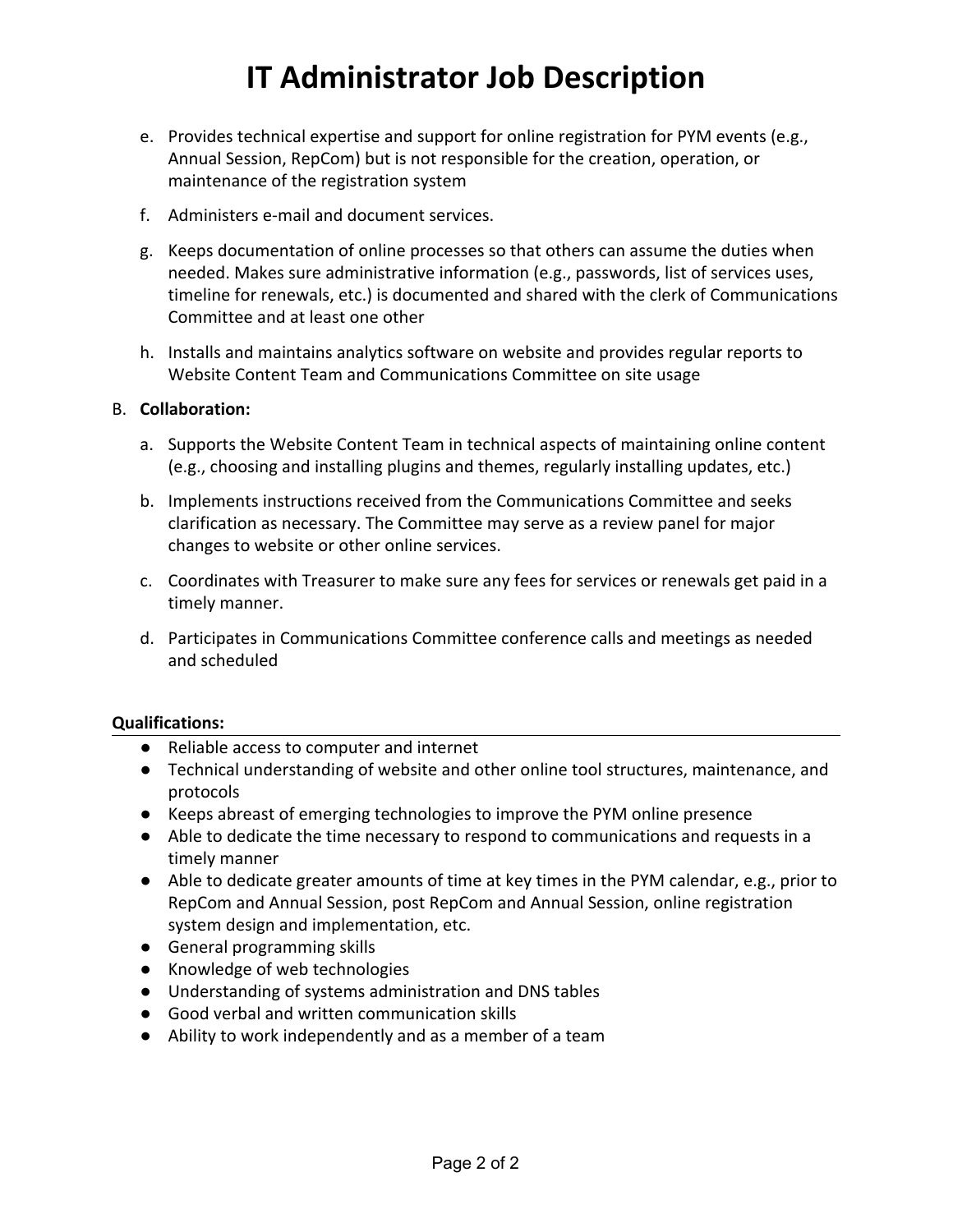# IT Administrator Job Description

e. Provides technical expertise and support for online registration for PYM events (e.g., Annual Session, RepCom) but is not responsible for the creation, operation, or maintenance of the registration system

f. Administers e-mail and document services.

g. Keeps documentation of online processes so that others can assume the duties when needed. Makes sure administrative information (e.g., passwords, list of services uses, timeline for renewals, etc.) is documented and shared with the clerk of Communications Committee and at least one other

h. Installs and maintains analytics software on website and provides regular reports to Website Content Team and Communications Committee on site usage

B. **Collaboration:**

a. Supports the Website Content Team in technical aspects of maintaining online content (e.g., choosing and installing plugins and themes, regularly installing updates, etc.)

b. Implements instructions received from the Communications Committee and seeks clarification as necessary. The Committee may serve as a review panel for major changes to website or other online services.

c. Coordinates with Treasurer to make sure any fees for services or renewals get paid in a timely manner.

d. Participates in Communications Committee conference calls and meetings as needed and scheduled

**Qualifications:**

- Reliable access to computer and internet
- Technical understanding of website and other online tool structures, maintenance, and protocols
- Keeps abreast of emerging technologies to improve the PYM online presence
- Able to dedicate the time necessary to respond to communications and requests in a timely manner
- Able to dedicate greater amounts of time at key times in the PYM calendar, e.g., prior to RepCom and Annual Session, post RepCom and Annual Session, online registration system design and implementation, etc.
- General programming skills
- Knowledge of web technologies
- Understanding of systems administration and DNS tables
- Good verbal and written communication skills
- Ability to work independently and as a member of a team